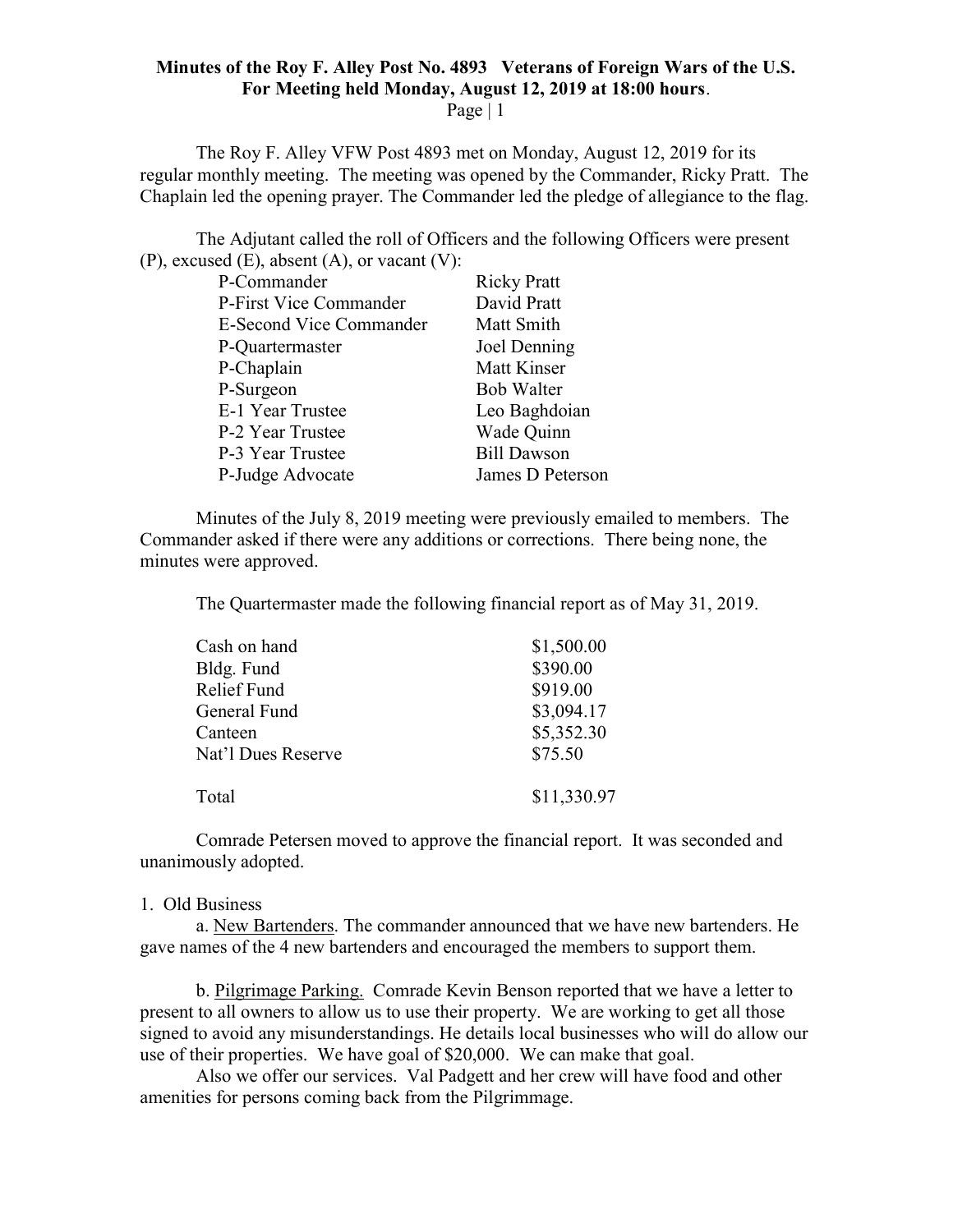**Minutes of the Roy F. Alley Post No. 4893 Veterans of Foreign Wars of the U.S.**
**For Meeting held Monday, August 12, 2019 at 18:00 hours**.

The Roy F. Alley VFW Post 4893 met on Monday, August 12, 2019 for its regular monthly meeting. The meeting was opened by the Commander, Ricky Pratt. The Chaplain led the opening prayer. The Commander led the pledge of allegiance to the flag.

The Adjutant called the roll of Officers and the following Officers were present (P), excused (E), absent (A), or vacant (V):

| | |
|---|---|
| P-Commander | Ricky Pratt |
| P-First Vice Commander | David Pratt |
| E-Second Vice Commander | Matt Smith |
| P-Quartermaster | Joel Denning |
| P-Chaplain | Matt Kinser |
| P-Surgeon | Bob Walter |
| E-1 Year Trustee | Leo Baghdoian |
| P-2 Year Trustee | Wade Quinn |
| P-3 Year Trustee | Bill Dawson |
| P-Judge Advocate | James D Peterson |

Minutes of the July 8, 2019 meeting were previously emailed to members. The Commander asked if there were any additions or corrections. There being none, the minutes were approved.

The Quartermaster made the following financial report as of May 31, 2019.

| | |
|---|---|
| Cash on hand | $1,500.00 |
| Bldg. Fund | $390.00 |
| Relief Fund | $919.00 |
| General Fund | $3,094.17 |
| Canteen | $5,352.30 |
| Nat'l Dues Reserve | $75.50 |
| Total | $11,330.97 |

Comrade Petersen moved to approve the financial report. It was seconded and unanimously adopted.

1. Old Business

a. New Bartenders. The commander announced that we have new bartenders. He gave names of the 4 new bartenders and encouraged the members to support them.

b. Pilgrimage Parking. Comrade Kevin Benson reported that we have a letter to present to all owners to allow us to use their property. We are working to get all those signed to avoid any misunderstandings. He details local businesses who will do allow our use of their properties. We have goal of $20,000. We can make that goal.

Also we offer our services. Val Padgett and her crew will have food and other amenities for persons coming back from the Pilgrimmage.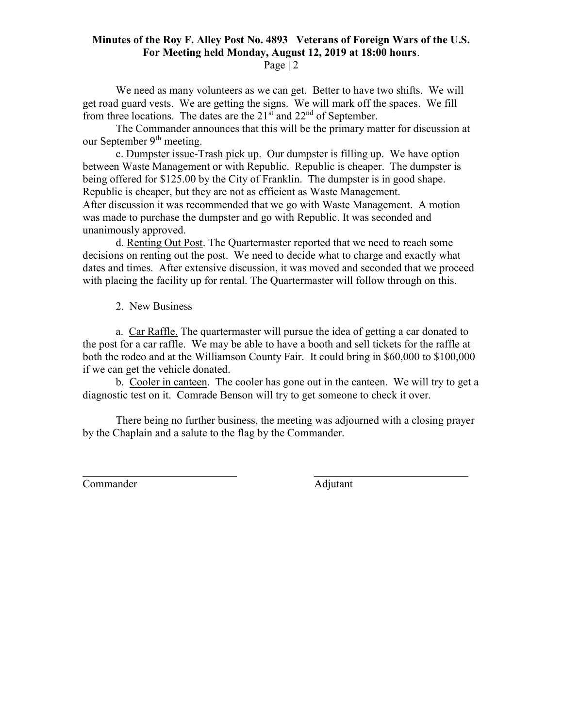We need as many volunteers as we can get. Better to have two shifts. We will get road guard vests. We are getting the signs. We will mark off the spaces. We fill from three locations. The dates are the 21st and 22nd of September.

The Commander announces that this will be the primary matter for discussion at our September 9th meeting.

c. Dumpster issue-Trash pick up. Our dumpster is filling up. We have option between Waste Management or with Republic. Republic is cheaper. The dumpster is being offered for $125.00 by the City of Franklin. The dumpster is in good shape. Republic is cheaper, but they are not as efficient as Waste Management.
After discussion it was recommended that we go with Waste Management. A motion was made to purchase the dumpster and go with Republic. It was seconded and unanimously approved.

d. Renting Out Post. The Quartermaster reported that we need to reach some decisions on renting out the post. We need to decide what to charge and exactly what dates and times. After extensive discussion, it was moved and seconded that we proceed with placing the facility up for rental. The Quartermaster will follow through on this.

2. New Business

a. Car Raffle. The quartermaster will pursue the idea of getting a car donated to the post for a car raffle. We may be able to have a booth and sell tickets for the raffle at both the rodeo and at the Williamson County Fair. It could bring in $60,000 to $100,000 if we can get the vehicle donated.

b. Cooler in canteen. The cooler has gone out in the canteen. We will try to get a diagnostic test on it. Comrade Benson will try to get someone to check it over.

There being no further business, the meeting was adjourned with a closing prayer by the Chaplain and a salute to the flag by the Commander.

\_\_\_\_\_\_\_\_\_\_\_\_\_\_\_\_\_\_\_\_\_\_\_\_\_\_\_\_ \_\_\_\_\_\_\_\_\_\_\_\_\_\_\_\_\_\_\_\_\_\_\_\_\_\_\_\_

Commander Adjutant